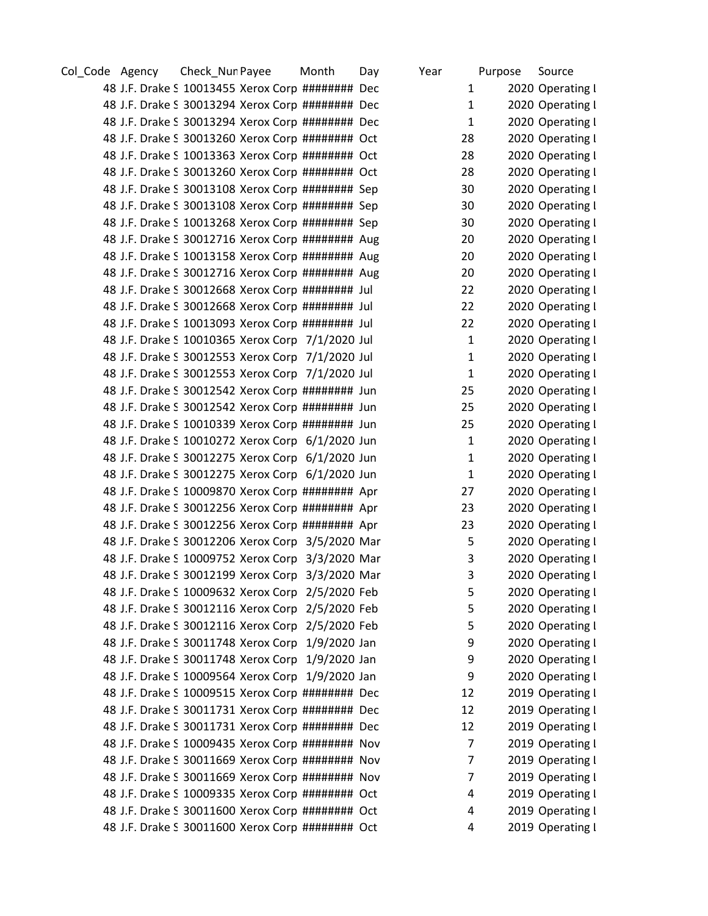| Col_Code | Agency | Check_Num | Payee | Month | Day | Year | Purpose | Source |
|---|---|---|---|---|---|---|---|---|
| 48 | J.F. Drake S | 10013455 | Xerox Corp | ######## | Dec | 1 | 2020 | Operating l |
| 48 | J.F. Drake S | 30013294 | Xerox Corp | ######## | Dec | 1 | 2020 | Operating l |
| 48 | J.F. Drake S | 30013294 | Xerox Corp | ######## | Dec | 1 | 2020 | Operating l |
| 48 | J.F. Drake S | 30013260 | Xerox Corp | ######## | Oct | 28 | 2020 | Operating l |
| 48 | J.F. Drake S | 10013363 | Xerox Corp | ######## | Oct | 28 | 2020 | Operating l |
| 48 | J.F. Drake S | 30013260 | Xerox Corp | ######## | Oct | 28 | 2020 | Operating l |
| 48 | J.F. Drake S | 30013108 | Xerox Corp | ######## | Sep | 30 | 2020 | Operating l |
| 48 | J.F. Drake S | 30013108 | Xerox Corp | ######## | Sep | 30 | 2020 | Operating l |
| 48 | J.F. Drake S | 10013268 | Xerox Corp | ######## | Sep | 30 | 2020 | Operating l |
| 48 | J.F. Drake S | 30012716 | Xerox Corp | ######## | Aug | 20 | 2020 | Operating l |
| 48 | J.F. Drake S | 10013158 | Xerox Corp | ######## | Aug | 20 | 2020 | Operating l |
| 48 | J.F. Drake S | 30012716 | Xerox Corp | ######## | Aug | 20 | 2020 | Operating l |
| 48 | J.F. Drake S | 30012668 | Xerox Corp | ######## | Jul | 22 | 2020 | Operating l |
| 48 | J.F. Drake S | 30012668 | Xerox Corp | ######## | Jul | 22 | 2020 | Operating l |
| 48 | J.F. Drake S | 10013093 | Xerox Corp | ######## | Jul | 22 | 2020 | Operating l |
| 48 | J.F. Drake S | 10010365 | Xerox Corp | 7/1/2020 | Jul | 1 | 2020 | Operating l |
| 48 | J.F. Drake S | 30012553 | Xerox Corp | 7/1/2020 | Jul | 1 | 2020 | Operating l |
| 48 | J.F. Drake S | 30012553 | Xerox Corp | 7/1/2020 | Jul | 1 | 2020 | Operating l |
| 48 | J.F. Drake S | 30012542 | Xerox Corp | ######## | Jun | 25 | 2020 | Operating l |
| 48 | J.F. Drake S | 30012542 | Xerox Corp | ######## | Jun | 25 | 2020 | Operating l |
| 48 | J.F. Drake S | 10010339 | Xerox Corp | ######## | Jun | 25 | 2020 | Operating l |
| 48 | J.F. Drake S | 10010272 | Xerox Corp | 6/1/2020 | Jun | 1 | 2020 | Operating l |
| 48 | J.F. Drake S | 30012275 | Xerox Corp | 6/1/2020 | Jun | 1 | 2020 | Operating l |
| 48 | J.F. Drake S | 30012275 | Xerox Corp | 6/1/2020 | Jun | 1 | 2020 | Operating l |
| 48 | J.F. Drake S | 10009870 | Xerox Corp | ######## | Apr | 27 | 2020 | Operating l |
| 48 | J.F. Drake S | 30012256 | Xerox Corp | ######## | Apr | 23 | 2020 | Operating l |
| 48 | J.F. Drake S | 30012256 | Xerox Corp | ######## | Apr | 23 | 2020 | Operating l |
| 48 | J.F. Drake S | 30012206 | Xerox Corp | 3/5/2020 | Mar | 5 | 2020 | Operating l |
| 48 | J.F. Drake S | 10009752 | Xerox Corp | 3/3/2020 | Mar | 3 | 2020 | Operating l |
| 48 | J.F. Drake S | 30012199 | Xerox Corp | 3/3/2020 | Mar | 3 | 2020 | Operating l |
| 48 | J.F. Drake S | 10009632 | Xerox Corp | 2/5/2020 | Feb | 5 | 2020 | Operating l |
| 48 | J.F. Drake S | 30012116 | Xerox Corp | 2/5/2020 | Feb | 5 | 2020 | Operating l |
| 48 | J.F. Drake S | 30012116 | Xerox Corp | 2/5/2020 | Feb | 5 | 2020 | Operating l |
| 48 | J.F. Drake S | 30011748 | Xerox Corp | 1/9/2020 | Jan | 9 | 2020 | Operating l |
| 48 | J.F. Drake S | 30011748 | Xerox Corp | 1/9/2020 | Jan | 9 | 2020 | Operating l |
| 48 | J.F. Drake S | 10009564 | Xerox Corp | 1/9/2020 | Jan | 9 | 2020 | Operating l |
| 48 | J.F. Drake S | 10009515 | Xerox Corp | ######## | Dec | 12 | 2019 | Operating l |
| 48 | J.F. Drake S | 30011731 | Xerox Corp | ######## | Dec | 12 | 2019 | Operating l |
| 48 | J.F. Drake S | 30011731 | Xerox Corp | ######## | Dec | 12 | 2019 | Operating l |
| 48 | J.F. Drake S | 10009435 | Xerox Corp | ######## | Nov | 7 | 2019 | Operating l |
| 48 | J.F. Drake S | 30011669 | Xerox Corp | ######## | Nov | 7 | 2019 | Operating l |
| 48 | J.F. Drake S | 30011669 | Xerox Corp | ######## | Nov | 7 | 2019 | Operating l |
| 48 | J.F. Drake S | 10009335 | Xerox Corp | ######## | Oct | 4 | 2019 | Operating l |
| 48 | J.F. Drake S | 30011600 | Xerox Corp | ######## | Oct | 4 | 2019 | Operating l |
| 48 | J.F. Drake S | 30011600 | Xerox Corp | ######## | Oct | 4 | 2019 | Operating l |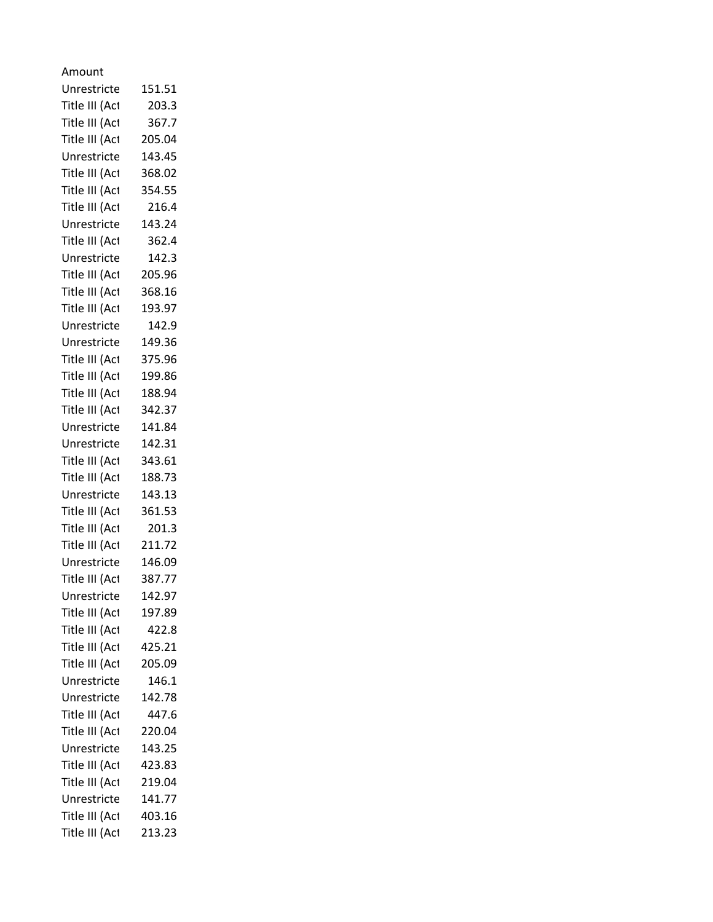| | Amount |
| --- | --- |
| Unrestricte | 151.51 |
| Title III (Act | 203.3 |
| Title III (Act | 367.7 |
| Title III (Act | 205.04 |
| Unrestricte | 143.45 |
| Title III (Act | 368.02 |
| Title III (Act | 354.55 |
| Title III (Act | 216.4 |
| Unrestricte | 143.24 |
| Title III (Act | 362.4 |
| Unrestricte | 142.3 |
| Title III (Act | 205.96 |
| Title III (Act | 368.16 |
| Title III (Act | 193.97 |
| Unrestricte | 142.9 |
| Unrestricte | 149.36 |
| Title III (Act | 375.96 |
| Title III (Act | 199.86 |
| Title III (Act | 188.94 |
| Title III (Act | 342.37 |
| Unrestricte | 141.84 |
| Unrestricte | 142.31 |
| Title III (Act | 343.61 |
| Title III (Act | 188.73 |
| Unrestricte | 143.13 |
| Title III (Act | 361.53 |
| Title III (Act | 201.3 |
| Title III (Act | 211.72 |
| Unrestricte | 146.09 |
| Title III (Act | 387.77 |
| Unrestricte | 142.97 |
| Title III (Act | 197.89 |
| Title III (Act | 422.8 |
| Title III (Act | 425.21 |
| Title III (Act | 205.09 |
| Unrestricte | 146.1 |
| Unrestricte | 142.78 |
| Title III (Act | 447.6 |
| Title III (Act | 220.04 |
| Unrestricte | 143.25 |
| Title III (Act | 423.83 |
| Title III (Act | 219.04 |
| Unrestricte | 141.77 |
| Title III (Act | 403.16 |
| Title III (Act | 213.23 |